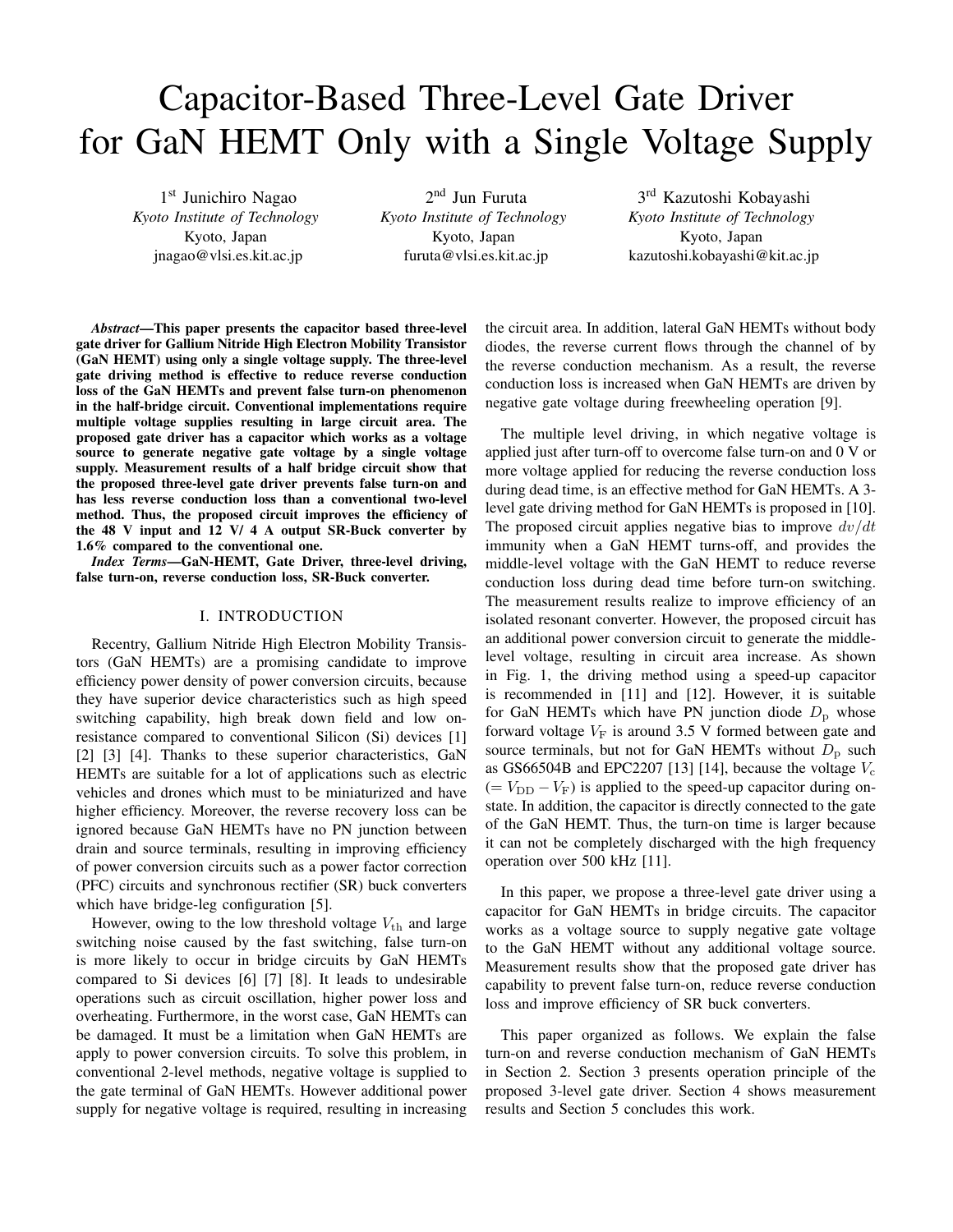# Capacitor-Based Three-Level Gate Driver for GaN HEMT Only with a Single Voltage Supply

1[st] Junichiro Nagao
*Kyoto Institute of Technology*
Kyoto, Japan
jnagao@vlsi.es.kit.ac.jp

2[nd] Jun Furuta
*Kyoto Institute of Technology*
Kyoto, Japan
furuta@vlsi.es.kit.ac.jp

3[rd] Kazutoshi Kobayashi
*Kyoto Institute of Technology*
Kyoto, Japan
kazutoshi.kobayashi@kit.ac.jp

***Abstract*—This paper presents the capacitor based three-level gate driver for Gallium Nitride High Electron Mobility Transistor (GaN HEMT) using only a single voltage supply. The three-level gate driving method is effective to reduce reverse conduction loss of the GaN HEMTs and prevent false turn-on phenomenon in the half-bridge circuit. Conventional implementations require multiple voltage supplies resulting in large circuit area. The proposed gate driver has a capacitor which works as a voltage source to generate negative gate voltage by a single voltage supply. Measurement results of a half bridge circuit show that the proposed three-level gate driver prevents false turn-on and has less reverse conduction loss than a conventional two-level method. Thus, the proposed circuit improves the efficiency of the 48 V input and 12 V/ 4 A output SR-Buck converter by 1.6% compared to the conventional one.**

***Index Terms*—GaN-HEMT, Gate Driver, three-level driving, false turn-on, reverse conduction loss, SR-Buck converter.**

## I. INTRODUCTION

Recentry, Gallium Nitride High Electron Mobility Transistors (GaN HEMTs) are a promising candidate to improve efficiency power density of power conversion circuits, because they have superior device characteristics such as high speed switching capability, high break down field and low on-resistance compared to conventional Silicon (Si) devices [1] [2] [3] [4]. Thanks to these superior characteristics, GaN HEMTs are suitable for a lot of applications such as electric vehicles and drones which must to be miniaturized and have higher efficiency. Moreover, the reverse recovery loss can be ignored because GaN HEMTs have no PN junction between drain and source terminals, resulting in improving efficiency of power conversion circuits such as a power factor correction (PFC) circuits and synchronous rectifier (SR) buck converters which have bridge-leg configuration [5].

However, owing to the low threshold voltage $V_{\mathrm{th}}$ and large switching noise caused by the fast switching, false turn-on is more likely to occur in bridge circuits by GaN HEMTs compared to Si devices [6] [7] [8]. It leads to undesirable operations such as circuit oscillation, higher power loss and overheating. Furthermore, in the worst case, GaN HEMTs can be damaged. It must be a limitation when GaN HEMTs are apply to power conversion circuits. To solve this problem, in conventional 2-level methods, negative voltage is supplied to the gate terminal of GaN HEMTs. However additional power supply for negative voltage is required, resulting in increasing the circuit area. In addition, lateral GaN HEMTs without body diodes, the reverse current flows through the channel of by the reverse conduction mechanism. As a result, the reverse conduction loss is increased when GaN HEMTs are driven by negative gate voltage during freewheeling operation [9].

The multiple level driving, in which negative voltage is applied just after turn-off to overcome false turn-on and 0 V or more voltage applied for reducing the reverse conduction loss during dead time, is an effective method for GaN HEMTs. A 3-level gate driving method for GaN HEMTs is proposed in [10]. The proposed circuit applies negative bias to improve $dv/dt$ immunity when a GaN HEMT turns-off, and provides the middle-level voltage with the GaN HEMT to reduce reverse conduction loss during dead time before turn-on switching. The measurement results realize to improve efficiency of an isolated resonant converter. However, the proposed circuit has an additional power conversion circuit to generate the middle-level voltage, resulting in circuit area increase. As shown in Fig. 1, the driving method using a speed-up capacitor is recommended in [11] and [12]. However, it is suitable for GaN HEMTs which have PN junction diode $D_{\mathrm{p}}$ whose forward voltage $V_{\mathrm{F}}$ is around 3.5 V formed between gate and source terminals, but not for GaN HEMTs without $D_{\mathrm{p}}$ such as GS66504B and EPC2207 [13] [14], because the voltage $V_{\mathrm{c}}$ ($= V_{\mathrm{DD}} - V_{\mathrm{F}}$) is applied to the speed-up capacitor during on-state. In addition, the capacitor is directly connected to the gate of the GaN HEMT. Thus, the turn-on time is larger because it can not be completely discharged with the high frequency operation over 500 kHz [11].

In this paper, we propose a three-level gate driver using a capacitor for GaN HEMTs in bridge circuits. The capacitor works as a voltage source to supply negative gate voltage to the GaN HEMT without any additional voltage source. Measurement results show that the proposed gate driver has capability to prevent false turn-on, reduce reverse conduction loss and improve efficiency of SR buck converters.

This paper organized as follows. We explain the false turn-on and reverse conduction mechanism of GaN HEMTs in Section 2. Section 3 presents operation principle of the proposed 3-level gate driver. Section 4 shows measurement results and Section 5 concludes this work.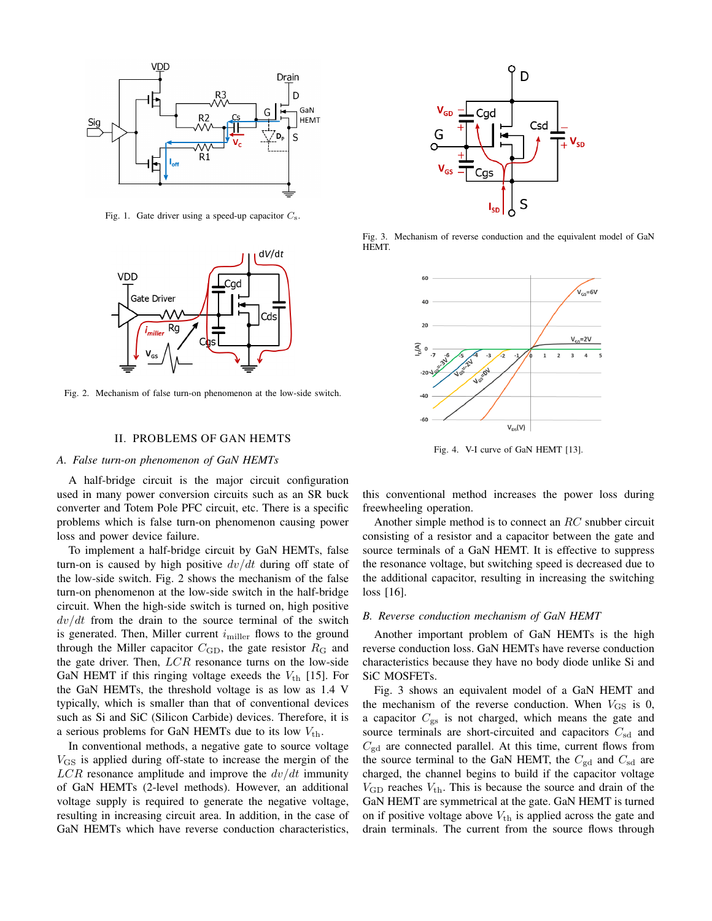Fig. 1. Gate driver using a speed-up capacitor $C_s$.

Fig. 2. Mechanism of false turn-on phenomenon at the low-side switch.

## II. PROBLEMS OF GAN HEMTS

### A. False turn-on phenomenon of GaN HEMTs

A half-bridge circuit is the major circuit configuration used in many power conversion circuits such as an SR buck converter and Totem Pole PFC circuit, etc. There is a specific problems which is false turn-on phenomenon causing power loss and power device failure.

To implement a half-bridge circuit by GaN HEMTs, false turn-on is caused by high positive $dv/dt$ during off state of the low-side switch. Fig. 2 shows the mechanism of the false turn-on phenomenon at the low-side switch in the half-bridge circuit. When the high-side switch is turned on, high positive $dv/dt$ from the drain to the source terminal of the switch is generated. Then, Miller current $i_{\text{miller}}$ flows to the ground through the Miller capacitor $C_{\text{GD}}$, the gate resistor $R_{\text{G}}$ and the gate driver. Then, $LCR$ resonance turns on the low-side GaN HEMT if this ringing voltage exeeds the $V_{\text{th}}$ [15]. For the GaN HEMTs, the threshold voltage is as low as 1.4 V typically, which is smaller than that of conventional devices such as Si and SiC (Silicon Carbide) devices. Therefore, it is a serious problems for GaN HEMTs due to its low $V_{\text{th}}$.

In conventional methods, a negative gate to source voltage $V_{\text{GS}}$ is applied during off-state to increase the margin of the $LCR$ resonance amplitude and improve the $dv/dt$ immunity of GaN HEMTs (2-level methods). However, an additional voltage supply is required to generate the negative voltage, resulting in increasing circuit area. In addition, in the case of GaN HEMTs which have reverse conduction characteristics, this conventional method increases the power loss during freewheeling operation.

Another simple method is to connect an $RC$ snubber circuit consisting of a resistor and a capacitor between the gate and source terminals of a GaN HEMT. It is effective to suppress the resonance voltage, but switching speed is decreased due to the additional capacitor, resulting in increasing the switching loss [16].

Fig. 3. Mechanism of reverse conduction and the equivalent model of GaN HEMT.

Fig. 4. V-I curve of GaN HEMT [13].

### B. Reverse conduction mechanism of GaN HEMT

Another important problem of GaN HEMTs is the high reverse conduction loss. GaN HEMTs have reverse conduction characteristics because they have no body diode unlike Si and SiC MOSFETs.

Fig. 3 shows an equivalent model of a GaN HEMT and the mechanism of the reverse conduction. When $V_{\text{GS}}$ is 0, a capacitor $C_{\text{gs}}$ is not charged, which means the gate and source terminals are short-circuited and capacitors $C_{\text{sd}}$ and $C_{\text{gd}}$ are connected parallel. At this time, current flows from the source terminal to the GaN HEMT, the $C_{\text{gd}}$ and $C_{\text{sd}}$ are charged, the channel begins to build if the capacitor voltage $V_{\text{GD}}$ reaches $V_{\text{th}}$. This is because the source and drain of the GaN HEMT are symmetrical at the gate. GaN HEMT is turned on if positive voltage above $V_{\text{th}}$ is applied across the gate and drain terminals. The current from the source flows through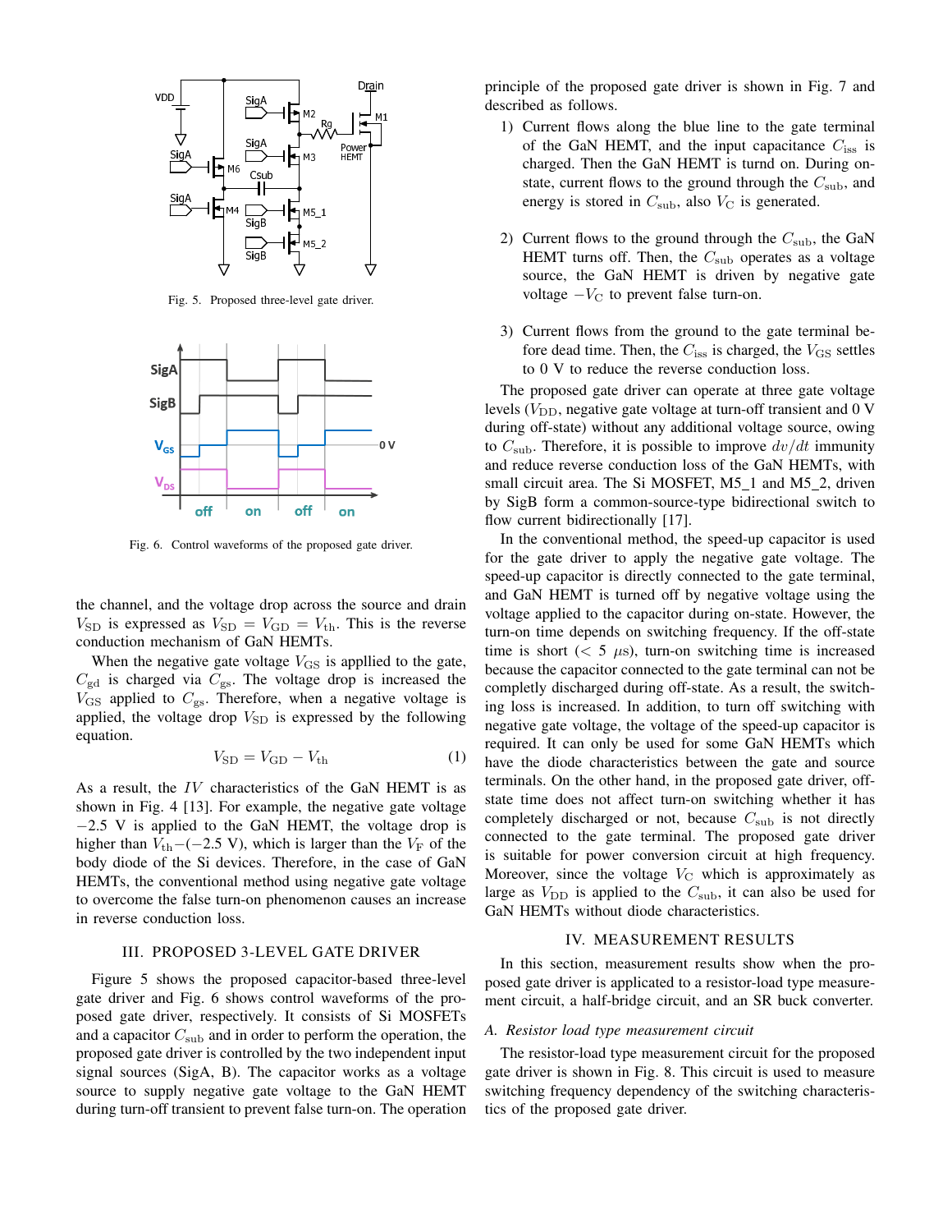Fig. 5. Proposed three-level gate driver.

Fig. 6. Control waveforms of the proposed gate driver.

the channel, and the voltage drop across the source and drain $V_{\mathrm{SD}}$ is expressed as $V_{\mathrm{SD}} = V_{\mathrm{GD}} = V_{\mathrm{th}}$. This is the reverse conduction mechanism of GaN HEMTs.

When the negative gate voltage $V_{\mathrm{GS}}$ is appllied to the gate, $C_{\mathrm{gd}}$ is charged via $C_{\mathrm{gs}}$. The voltage drop is increased the $V_{\mathrm{GS}}$ applied to $C_{\mathrm{gs}}$. Therefore, when a negative voltage is applied, the voltage drop $V_{\mathrm{SD}}$ is expressed by the following equation.

$$V_{\mathrm{SD}} = V_{\mathrm{GD}} - V_{\mathrm{th}} \tag{1}$$

As a result, the $IV$ characteristics of the GaN HEMT is as shown in Fig. 4 [13]. For example, the negative gate voltage $-2.5$ V is applied to the GaN HEMT, the voltage drop is higher than $V_{\mathrm{th}}-(-2.5\ \mathrm{V})$, which is larger than the $V_{\mathrm{F}}$ of the body diode of the Si devices. Therefore, in the case of GaN HEMTs, the conventional method using negative gate voltage to overcome the false turn-on phenomenon causes an increase in reverse conduction loss.

## III. Proposed 3-Level Gate Driver

Figure 5 shows the proposed capacitor-based three-level gate driver and Fig. 6 shows control waveforms of the proposed gate driver, respectively. It consists of Si MOSFETs and a capacitor $C_{\mathrm{sub}}$ and in order to perform the operation, the proposed gate driver is controlled by the two independent input signal sources (SigA, B). The capacitor works as a voltage source to supply negative gate voltage to the GaN HEMT during turn-off transient to prevent false turn-on. The operation principle of the proposed gate driver is shown in Fig. 7 and described as follows.

1) Current flows along the blue line to the gate terminal of the GaN HEMT, and the input capacitance $C_{\mathrm{iss}}$ is charged. Then the GaN HEMT is turnd on. During on-state, current flows to the ground through the $C_{\mathrm{sub}}$, and energy is stored in $C_{\mathrm{sub}}$, also $V_{\mathrm{C}}$ is generated.
2) Current flows to the ground through the $C_{\mathrm{sub}}$, the GaN HEMT turns off. Then, the $C_{\mathrm{sub}}$ operates as a voltage source, the GaN HEMT is driven by negative gate voltage $-V_{\mathrm{C}}$ to prevent false turn-on.
3) Current flows from the ground to the gate terminal before dead time. Then, the $C_{\mathrm{iss}}$ is charged, the $V_{\mathrm{GS}}$ settles to 0 V to reduce the reverse conduction loss.

The proposed gate driver can operate at three gate voltage levels ($V_{\mathrm{DD}}$, negative gate voltage at turn-off transient and 0 V during off-state) without any additional voltage source, owing to $C_{\mathrm{sub}}$. Therefore, it is possible to improve $dv/dt$ immunity and reduce reverse conduction loss of the GaN HEMTs, with small circuit area. The Si MOSFET, M5_1 and M5_2, driven by SigB form a common-source-type bidirectional switch to flow current bidirectionally [17].

In the conventional method, the speed-up capacitor is used for the gate driver to apply the negative gate voltage. The speed-up capacitor is directly connected to the gate terminal, and GaN HEMT is turned off by negative voltage using the voltage applied to the capacitor during on-state. However, the turn-on time depends on switching frequency. If the off-state time is short ($< 5\ \mu$s), turn-on switching time is increased because the capacitor connected to the gate terminal can not be completly discharged during off-state. As a result, the switching loss is increased. In addition, to turn off switching with negative gate voltage, the voltage of the speed-up capacitor is required. It can only be used for some GaN HEMTs which have the diode characteristics between the gate and source terminals. On the other hand, in the proposed gate driver, off-state time does not affect turn-on switching whether it has completely discharged or not, because $C_{\mathrm{sub}}$ is not directly connected to the gate terminal. The proposed gate driver is suitable for power conversion circuit at high frequency. Moreover, since the voltage $V_{\mathrm{C}}$ which is approximately as large as $V_{\mathrm{DD}}$ is applied to the $C_{\mathrm{sub}}$, it can also be used for GaN HEMTs without diode characteristics.

## IV. Measurement Results

In this section, measurement results show when the proposed gate driver is applicated to a resistor-load type measurement circuit, a half-bridge circuit, and an SR buck converter.

### *A. Resistor load type measurement circuit*

The resistor-load type measurement circuit for the proposed gate driver is shown in Fig. 8. This circuit is used to measure switching frequency dependency of the switching characteristics of the proposed gate driver.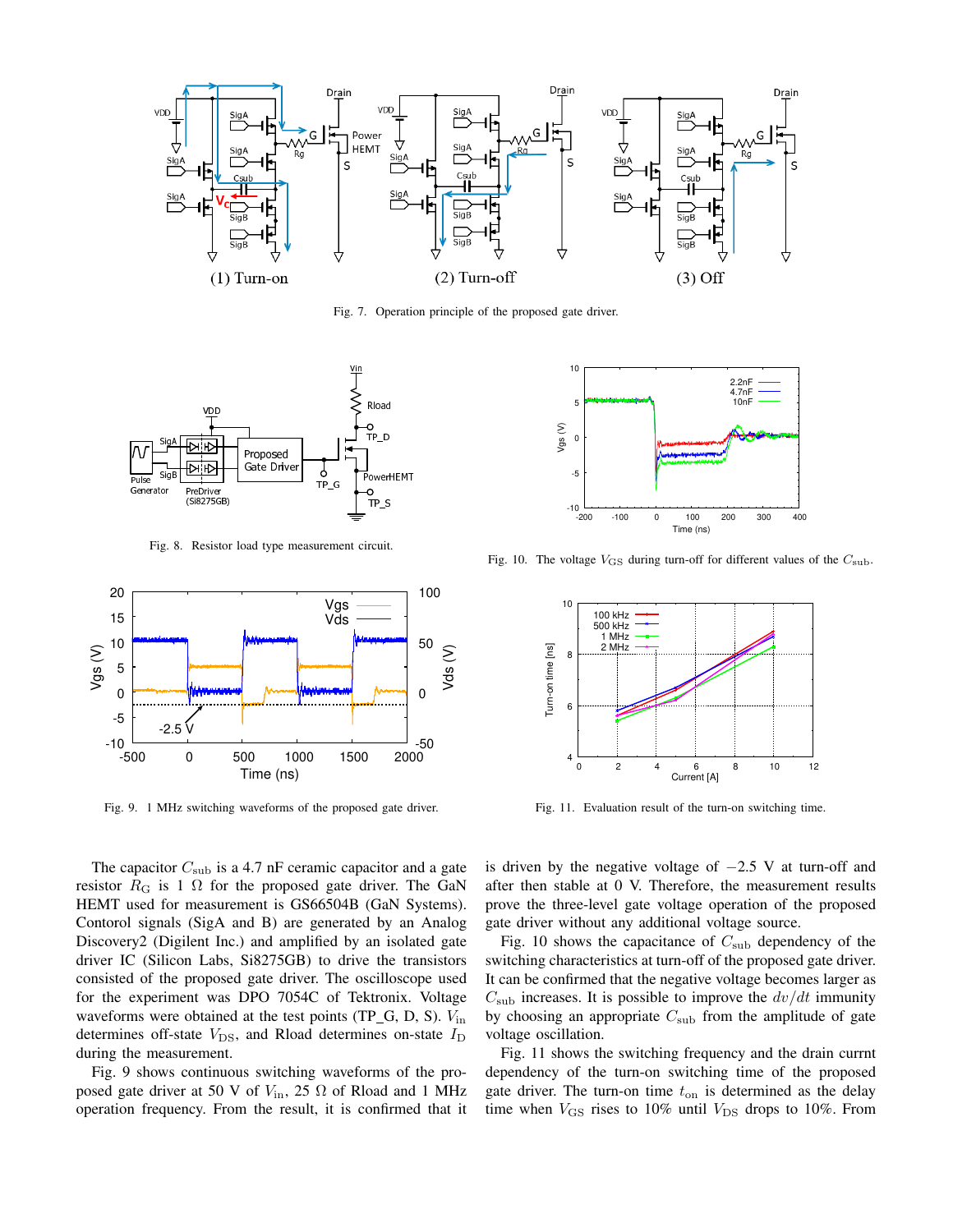Fig. 7. Operation principle of the proposed gate driver.

Fig. 8. Resistor load type measurement circuit.

Fig. 9. 1 MHz switching waveforms of the proposed gate driver.

Fig. 10. The voltage $V_{GS}$ during turn-off for different values of the $C_{sub}$.

Fig. 11. Evaluation result of the turn-on switching time.

The capacitor $C_{sub}$ is a 4.7 nF ceramic capacitor and a gate resistor $R_G$ is 1 Ω for the proposed gate driver. The GaN HEMT used for measurement is GS66504B (GaN Systems). Contorol signals (SigA and B) are generated by an Analog Discovery2 (Digilent Inc.) and amplified by an isolated gate driver IC (Silicon Labs, Si8275GB) to drive the transistors consisted of the proposed gate driver. The oscilloscope used for the experiment was DPO 7054C of Tektronix. Voltage waveforms were obtained at the test points (TP_G, D, S). $V_{in}$ determines off-state $V_{DS}$, and Rload determines on-state $I_D$ during the measurement.

Fig. 9 shows continuous switching waveforms of the proposed gate driver at 50 V of $V_{in}$, 25 Ω of Rload and 1 MHz operation frequency. From the result, it is confirmed that it is driven by the negative voltage of $-2.5$ V at turn-off and after then stable at 0 V. Therefore, the measurement results prove the three-level gate voltage operation of the proposed gate driver without any additional voltage source.

Fig. 10 shows the capacitance of $C_{sub}$ dependency of the switching characteristics at turn-off of the proposed gate driver. It can be confirmed that the negative voltage becomes larger as $C_{sub}$ increases. It is possible to improve the $dv/dt$ immunity by choosing an appropriate $C_{sub}$ from the amplitude of gate voltage oscillation.

Fig. 11 shows the switching frequency and the drain currnt dependency of the turn-on switching time of the proposed gate driver. The turn-on time $t_{on}$ is determined as the delay time when $V_{GS}$ rises to 10% until $V_{DS}$ drops to 10%. From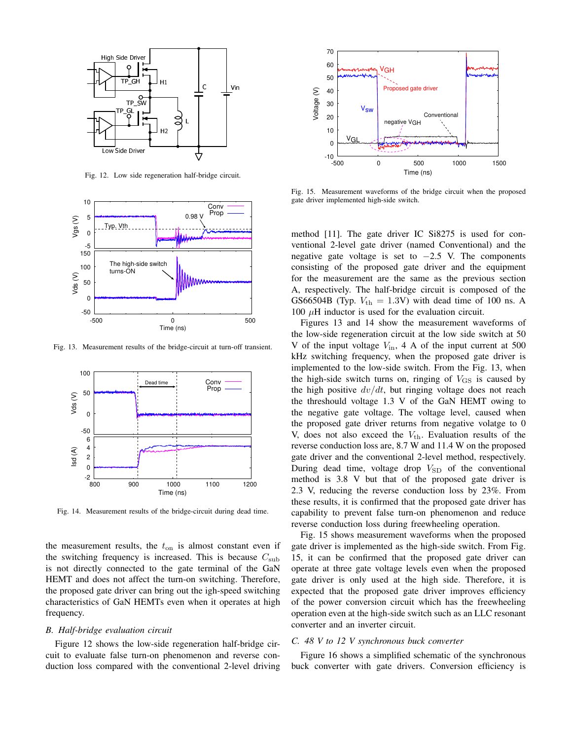Fig. 12. Low side regeneration half-bridge circuit.

Fig. 13. Measurement results of the bridge-circuit at turn-off transient.

Fig. 14. Measurement results of the bridge-circuit during dead time.

the measurement results, the $t_{\text{on}}$ is almost constant even if the switching frequency is increased. This is because $C_{\text{sub}}$ is not directly connected to the gate terminal of the GaN HEMT and does not affect the turn-on switching. Therefore, the proposed gate driver can bring out the igh-speed switching characteristics of GaN HEMTs even when it operates at high frequency.

### *B. Half-bridge evaluation circuit*

Figure 12 shows the low-side regeneration half-bridge circuit to evaluate false turn-on phenomenon and reverse conduction loss compared with the conventional 2-level driving method [11]. The gate driver IC Si8275 is used for conventional 2-level gate driver (named Conventional) and the negative gate voltage is set to $-2.5$ V. The components consisting of the proposed gate driver and the equipment for the measurement are the same as the previous section A, respectively. The half-bridge circuit is composed of the GS66504B (Typ. $V_{\text{th}} = 1.3\text{V}$) with dead time of 100 ns. A 100 $\mu$H inductor is used for the evaluation circuit.

Figures 13 and 14 show the measurement waveforms of the low-side regeneration circuit at the low side switch at 50 V of the input voltage $V_{\text{in}}$, 4 A of the input current at 500 kHz switching frequency, when the proposed gate driver is implemented to the low-side switch. From the Fig. 13, when the high-side switch turns on, ringing of $V_{\text{GS}}$ is caused by the high positive $dv/dt$, but ringing voltage does not reach the threshold voltage 1.3 V of the GaN HEMT owing to the negative gate voltage. The voltage level, caused when the proposed gate driver returns from negative volatge to 0 V, does not also exceed the $V_{\text{th}}$. Evaluation results of the reverse conduction loss are, 8.7 W and 11.4 W on the proposed gate driver and the conventional 2-level method, respectively. During dead time, voltage drop $V_{\text{SD}}$ of the conventional method is 3.8 V but that of the proposed gate driver is 2.3 V, reducing the reverse conduction loss by 23%. From these results, it is confirmed that the proposed gate driver has capability to prevent false turn-on phenomenon and reduce reverse conduction loss during freewheeling operation.

Fig. 15. Measurement waveforms of the bridge circuit when the proposed gate driver implemented high-side switch.

Fig. 15 shows measurement waveforms when the proposed gate driver is implemented as the high-side switch. From Fig. 15, it can be confirmed that the proposed gate driver can operate at three gate voltage levels even when the proposed gate driver is only used at the high side. Therefore, it is expected that the proposed gate driver improves efficiency of the power conversion circuit which has the freewheeling operation even at the high-side switch such as an LLC resonant converter and an inverter circuit.

### *C. 48 V to 12 V synchronous buck converter*

Figure 16 shows a simplified schematic of the synchronous buck converter with gate drivers. Conversion efficiency is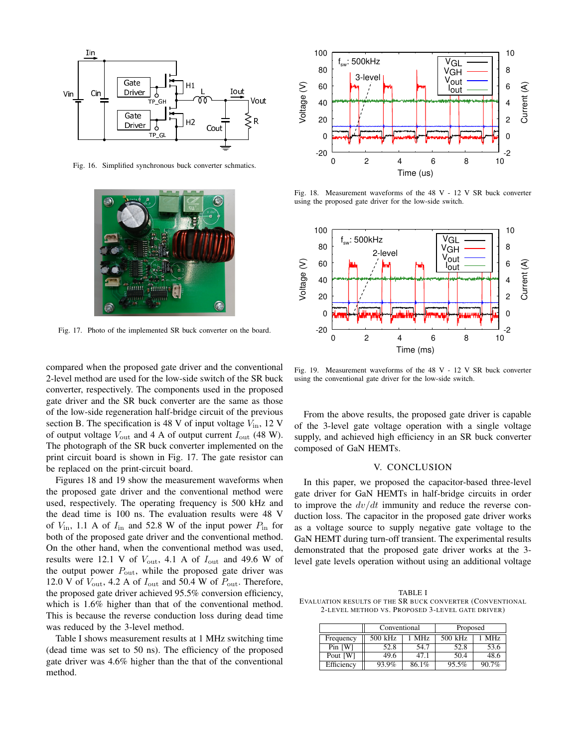Fig. 16. Simplified synchronous buck converter schmatics.

Fig. 17. Photo of the implemented SR buck converter on the board.

compared when the proposed gate driver and the conventional 2-level method are used for the low-side switch of the SR buck converter, respectively. The components used in the proposed gate driver and the SR buck converter are the same as those of the low-side regeneration half-bridge circuit of the previous section B. The specification is 48 V of input voltage $V_{\rm in}$, 12 V of output voltage $V_{\rm out}$ and 4 A of output current $I_{\rm out}$ (48 W). The photograph of the SR buck converter implemented on the print circuit board is shown in Fig. 17. The gate resistor can be replaced on the print-circuit board.

Figures 18 and 19 show the measurement waveforms when the proposed gate driver and the conventional method were used, respectively. The operating frequency is 500 kHz and the dead time is 100 ns. The evaluation results were 48 V of $V_{\rm in}$, 1.1 A of $I_{\rm in}$ and 52.8 W of the input power $P_{\rm in}$ for both of the proposed gate driver and the conventional method. On the other hand, when the conventional method was used, results were 12.1 V of $V_{\rm out}$, 4.1 A of $I_{\rm out}$ and 49.6 W of the output power $P_{\rm out}$, while the proposed gate driver was 12.0 V of $V_{\rm out}$, 4.2 A of $I_{\rm out}$ and 50.4 W of $P_{\rm out}$. Therefore, the proposed gate driver achieved 95.5% conversion efficiency, which is 1.6% higher than that of the conventional method. This is because the reverse conduction loss during dead time was reduced by the 3-level method.

Table I shows measurement results at 1 MHz switching time (dead time was set to 50 ns). The efficiency of the proposed gate driver was 4.6% higher than the that of the conventional method.

Fig. 18. Measurement waveforms of the 48 V - 12 V SR buck converter using the proposed gate driver for the low-side switch.

Fig. 19. Measurement waveforms of the 48 V - 12 V SR buck converter using the conventional gate driver for the low-side switch.

From the above results, the proposed gate driver is capable of the 3-level gate voltage operation with a single voltage supply, and achieved high efficiency in an SR buck converter composed of GaN HEMTs.

## V. Conclusion

In this paper, we proposed the capacitor-based three-level gate driver for GaN HEMTs in half-bridge circuits in order to improve the $dv/dt$ immunity and reduce the reverse conduction loss. The capacitor in the proposed gate driver works as a voltage source to supply negative gate voltage to the GaN HEMT during turn-off transient. The experimental results demonstrated that the proposed gate driver works at the 3-level gate levels operation without using an additional voltage

TABLE I
Evaluation results of the SR buck converter (Conventional 2-level method vs. Proposed 3-level gate driver)

| | Conventional | | Proposed | |
|---|---|---|---|---|
| Frequency | 500 kHz | 1 MHz | 500 kHz | 1 MHz |
| Pin [W] | 52.8 | 54.7 | 52.8 | 53.6 |
| Pout [W] | 49.6 | 47.1 | 50.4 | 48.6 |
| Efficiency | 93.9% | 86.1% | 95.5% | 90.7% |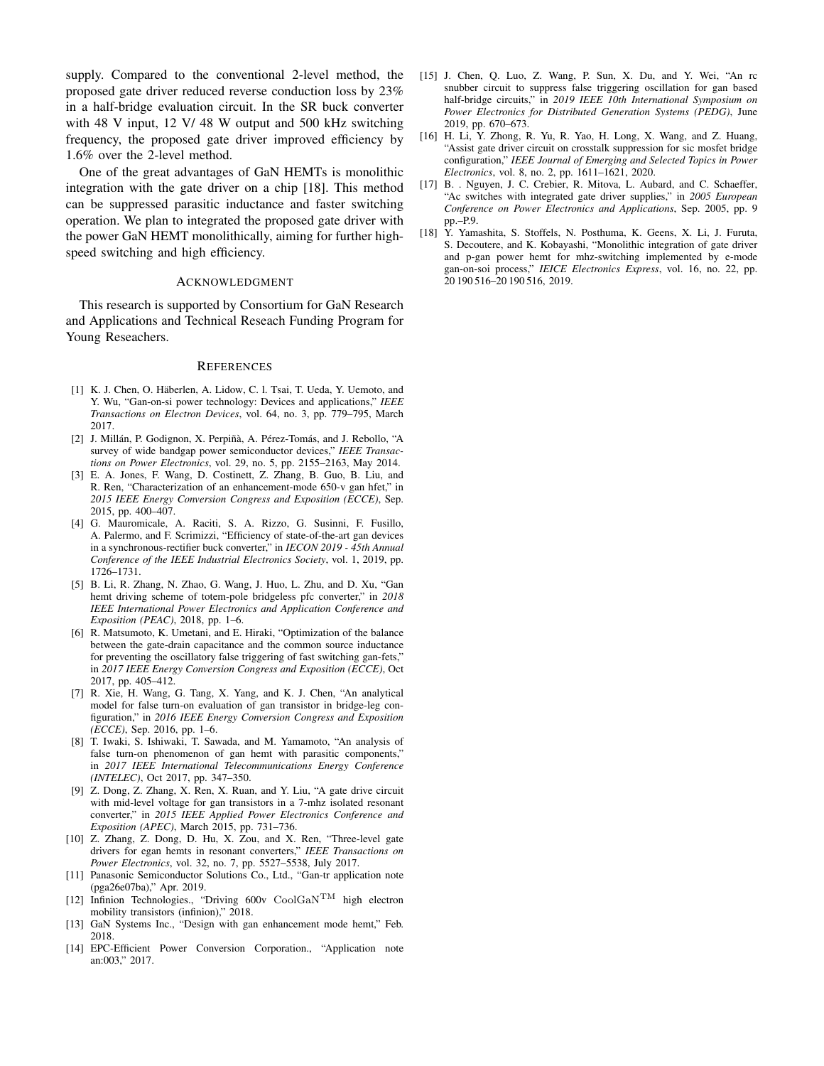supply. Compared to the conventional 2-level method, the proposed gate driver reduced reverse conduction loss by 23% in a half-bridge evaluation circuit. In the SR buck converter with 48 V input, 12 V/ 48 W output and 500 kHz switching frequency, the proposed gate driver improved efficiency by 1.6% over the 2-level method.

One of the great advantages of GaN HEMTs is monolithic integration with the gate driver on a chip [18]. This method can be suppressed parasitic inductance and faster switching operation. We plan to integrated the proposed gate driver with the power GaN HEMT monolithically, aiming for further high-speed switching and high efficiency.

## Acknowledgment

This research is supported by Consortium for GaN Research and Applications and Technical Reseach Funding Program for Young Reseachers.

## References

[1] K. J. Chen, O. Häberlen, A. Lidow, C. l. Tsai, T. Ueda, Y. Uemoto, and Y. Wu, "Gan-on-si power technology: Devices and applications," *IEEE Transactions on Electron Devices*, vol. 64, no. 3, pp. 779–795, March 2017.

[2] J. Millán, P. Godignon, X. Perpiñà, A. Pérez-Tomás, and J. Rebollo, "A survey of wide bandgap power semiconductor devices," *IEEE Transactions on Power Electronics*, vol. 29, no. 5, pp. 2155–2163, May 2014.

[3] E. A. Jones, F. Wang, D. Costinett, Z. Zhang, B. Guo, B. Liu, and R. Ren, "Characterization of an enhancement-mode 650-v gan hfet," in *2015 IEEE Energy Conversion Congress and Exposition (ECCE)*, Sep. 2015, pp. 400–407.

[4] G. Mauromicale, A. Raciti, S. A. Rizzo, G. Susinni, F. Fusillo, A. Palermo, and F. Scrimizzi, "Efficiency of state-of-the-art gan devices in a synchronous-rectifier buck converter," in *IECON 2019 - 45th Annual Conference of the IEEE Industrial Electronics Society*, vol. 1, 2019, pp. 1726–1731.

[5] B. Li, R. Zhang, N. Zhao, G. Wang, J. Huo, L. Zhu, and D. Xu, "Gan hemt driving scheme of totem-pole bridgeless pfc converter," in *2018 IEEE International Power Electronics and Application Conference and Exposition (PEAC)*, 2018, pp. 1–6.

[6] R. Matsumoto, K. Umetani, and E. Hiraki, "Optimization of the balance between the gate-drain capacitance and the common source inductance for preventing the oscillatory false triggering of fast switching gan-fets," in *2017 IEEE Energy Conversion Congress and Exposition (ECCE)*, Oct 2017, pp. 405–412.

[7] R. Xie, H. Wang, G. Tang, X. Yang, and K. J. Chen, "An analytical model for false turn-on evaluation of gan transistor in bridge-leg configuration," in *2016 IEEE Energy Conversion Congress and Exposition (ECCE)*, Sep. 2016, pp. 1–6.

[8] T. Iwaki, S. Ishiwaki, T. Sawada, and M. Yamamoto, "An analysis of false turn-on phenomenon of gan hemt with parasitic components," in *2017 IEEE International Telecommunications Energy Conference (INTELEC)*, Oct 2017, pp. 347–350.

[9] Z. Dong, Z. Zhang, X. Ren, X. Ruan, and Y. Liu, "A gate drive circuit with mid-level voltage for gan transistors in a 7-mhz isolated resonant converter," in *2015 IEEE Applied Power Electronics Conference and Exposition (APEC)*, March 2015, pp. 731–736.

[10] Z. Zhang, Z. Dong, D. Hu, X. Zou, and X. Ren, "Three-level gate drivers for egan hemts in resonant converters," *IEEE Transactions on Power Electronics*, vol. 32, no. 7, pp. 5527–5538, July 2017.

[11] Panasonic Semiconductor Solutions Co., Ltd., "Gan-tr application note (pga26e07ba)," Apr. 2019.

[12] Infineon Technologies., "Driving 600v $\mathrm{CoolGaN}^{\mathrm{TM}}$ high electron mobility transistors (infinion)," 2018.

[13] GaN Systems Inc., "Design with gan enhancement mode hemt," Feb. 2018.

[14] EPC-Efficient Power Conversion Corporation., "Application note an:003," 2017.

[15] J. Chen, Q. Luo, Z. Wang, P. Sun, X. Du, and Y. Wei, "An rc snubber circuit to suppress false triggering oscillation for gan based half-bridge circuits," in *2019 IEEE 10th International Symposium on Power Electronics for Distributed Generation Systems (PEDG)*, June 2019, pp. 670–673.

[16] H. Li, Y. Zhong, R. Yu, R. Yao, H. Long, X. Wang, and Z. Huang, "Assist gate driver circuit on crosstalk suppression for sic mosfet bridge configuration," *IEEE Journal of Emerging and Selected Topics in Power Electronics*, vol. 8, no. 2, pp. 1611–1621, 2020.

[17] B. . Nguyen, J. C. Crebier, R. Mitova, L. Aubard, and C. Schaeffer, "Ac switches with integrated gate driver supplies," in *2005 European Conference on Power Electronics and Applications*, Sep. 2005, pp. 9 pp.–P.9.

[18] Y. Yamashita, S. Stoffels, N. Posthuma, K. Geens, X. Li, J. Furuta, S. Decoutere, and K. Kobayashi, "Monolithic integration of gate driver and p-gan power hemt for mhz-switching implemented by e-mode gan-on-soi process," *IEICE Electronics Express*, vol. 16, no. 22, pp. 20 190 516–20 190 516, 2019.